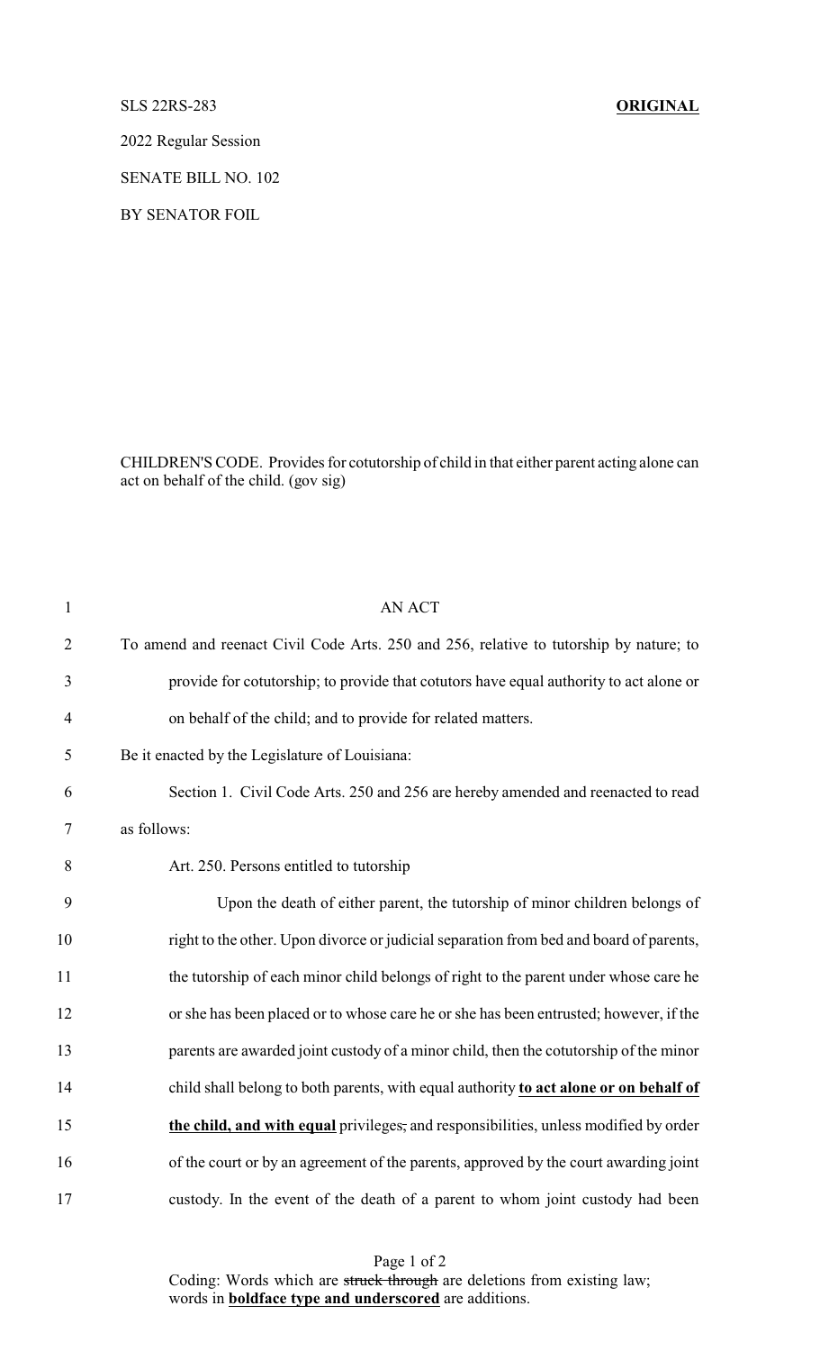SLS 22RS-283 **ORIGINAL**

2022 Regular Session

SENATE BILL NO. 102

BY SENATOR FOIL

CHILDREN'S CODE. Provides for cotutorship of child in that either parent acting alone can act on behalf of the child. (gov sig)

AN ACT

To amend and reenact Civil Code Arts. 250 and 256, relative to tutorship by nature; to provide for cotutorship; to provide that cotutors have equal authority to act alone or on behalf of the child; and to provide for related matters.

Be it enacted by the Legislature of Louisiana:

Section 1. Civil Code Arts. 250 and 256 are hereby amended and reenacted to read as follows:

Art. 250. Persons entitled to tutorship

Upon the death of either parent, the tutorship of minor children belongs of right to the other. Upon divorce or judicial separation from bed and board of parents, the tutorship of each minor child belongs of right to the parent under whose care he or she has been placed or to whose care he or she has been entrusted; however, if the parents are awarded joint custody of a minor child, then the cotutorship of the minor child shall belong to both parents, with equal authority **to act alone or on behalf of the child, and with equal** privileges~~,~~ and responsibilities, unless modified by order of the court or by an agreement of the parents, approved by the court awarding joint custody. In the event of the death of a parent to whom joint custody had been

Coding: Words which are ~~struck through~~ are deletions from existing law; words in **boldface type and underscored** are additions.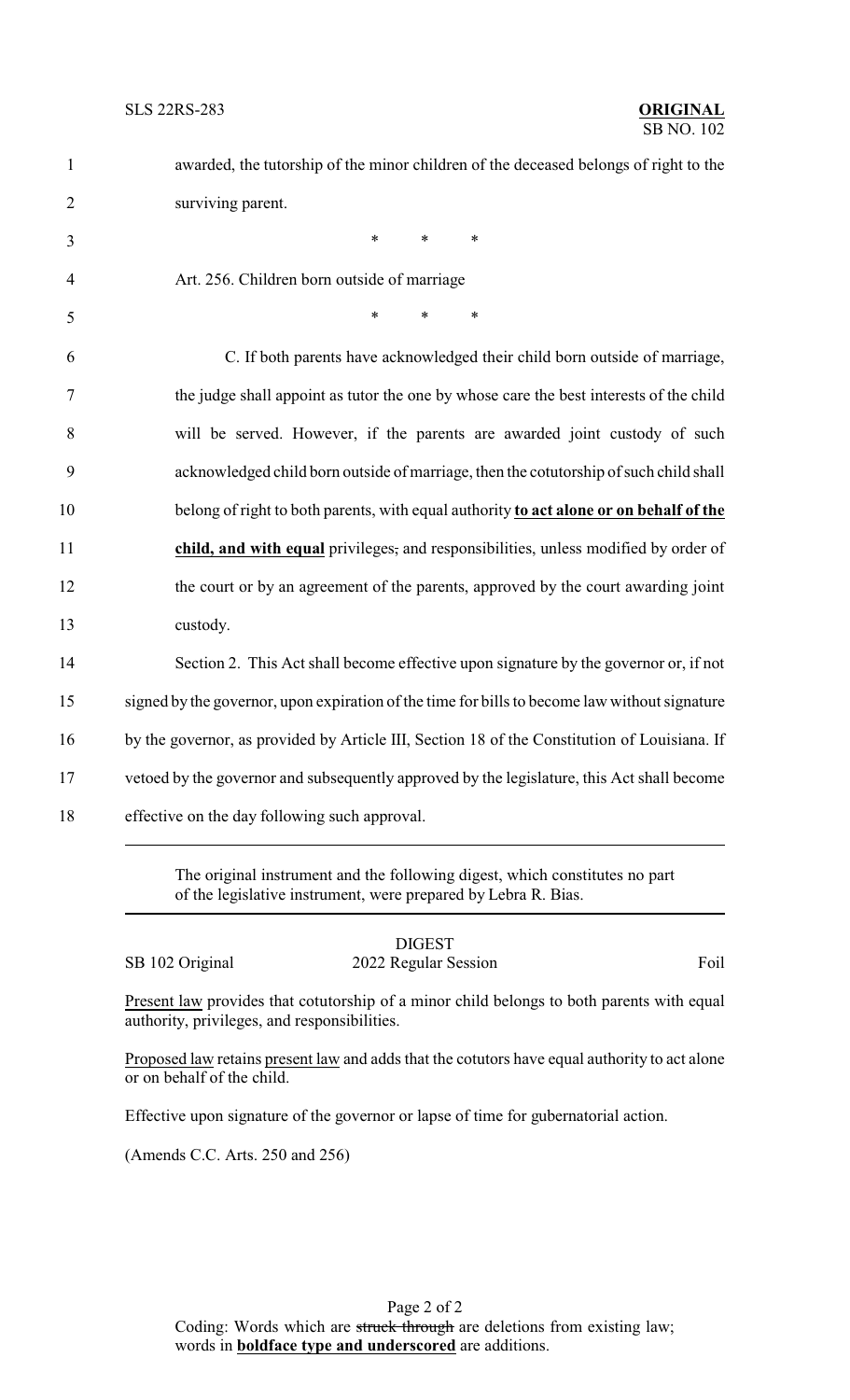awarded, the tutorship of the minor children of the deceased belongs of right to the surviving parent.

\* \* \*

Art. 256. Children born outside of marriage

\* \* \*

C. If both parents have acknowledged their child born outside of marriage, the judge shall appoint as tutor the one by whose care the best interests of the child will be served. However, if the parents are awarded joint custody of such acknowledged child born outside of marriage, then the cotutorship of such child shall belong of right to both parents, with equal authority **to act alone or on behalf of the child, and with equal** privileges~~,~~ and responsibilities, unless modified by order of the court or by an agreement of the parents, approved by the court awarding joint custody.

Section 2. This Act shall become effective upon signature by the governor or, if not signed by the governor, upon expiration of the time for bills to become law without signature by the governor, as provided by Article III, Section 18 of the Constitution of Louisiana. If vetoed by the governor and subsequently approved by the legislature, this Act shall become effective on the day following such approval.

---

The original instrument and the following digest, which constitutes no part of the legislative instrument, were prepared by Lebra R. Bias.

---

DIGEST

SB 102 Original — 2022 Regular Session — Foil

Present law provides that cotutorship of a minor child belongs to both parents with equal authority, privileges, and responsibilities.

Proposed law retains present law and adds that the cotutors have equal authority to act alone or on behalf of the child.

Effective upon signature of the governor or lapse of time for gubernatorial action.

(Amends C.C. Arts. 250 and 256)

Coding: Words which are ~~struck through~~ are deletions from existing law; words in **boldface type and underscored** are additions.